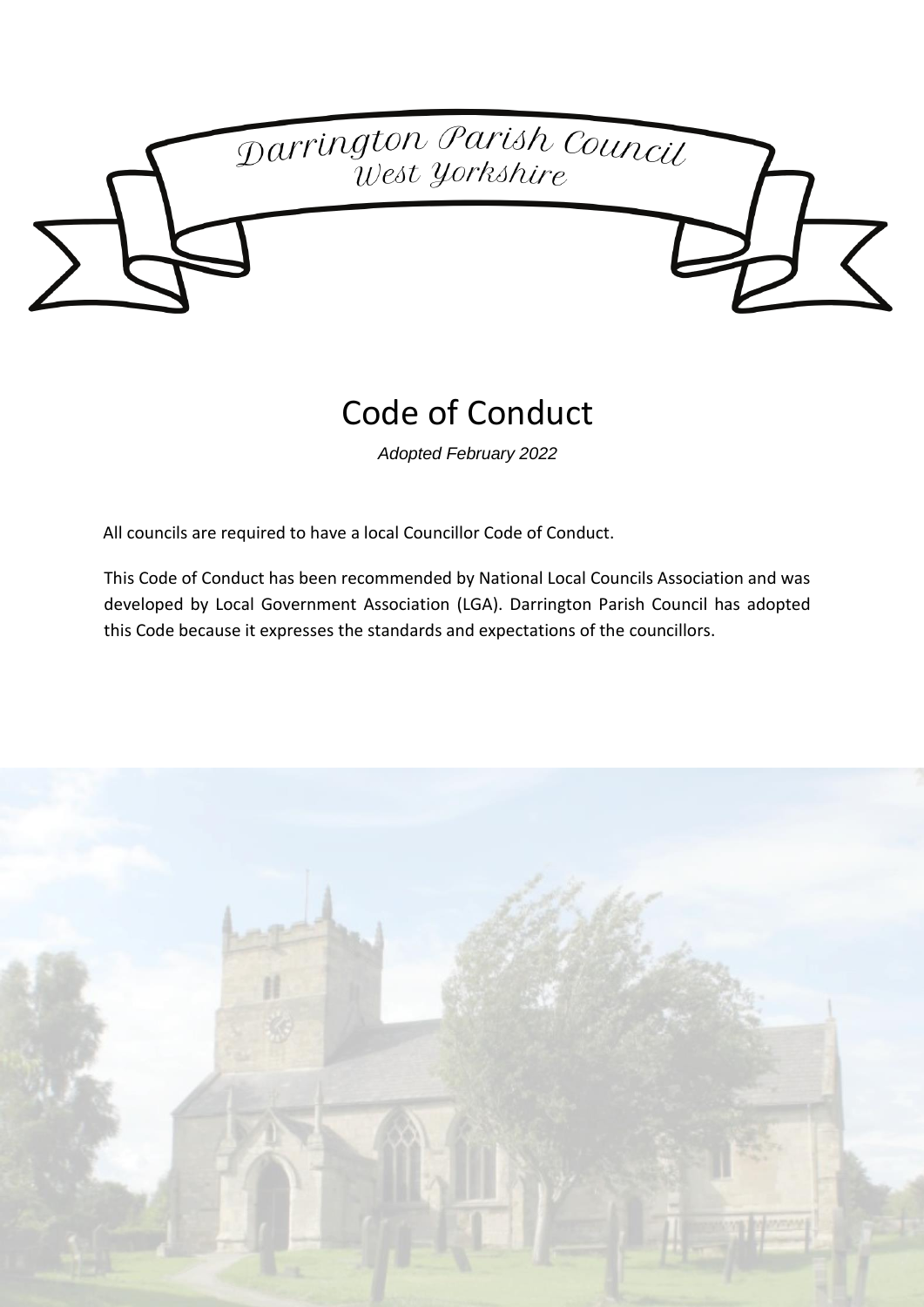Darrington Parish Council
West Yorkshire

# Code of Conduct

*Adopted February 2022*

All councils are required to have a local Councillor Code of Conduct.

This Code of Conduct has been recommended by National Local Councils Association and was developed by Local Government Association (LGA). Darrington Parish Council has adopted this Code because it expresses the standards and expectations of the councillors.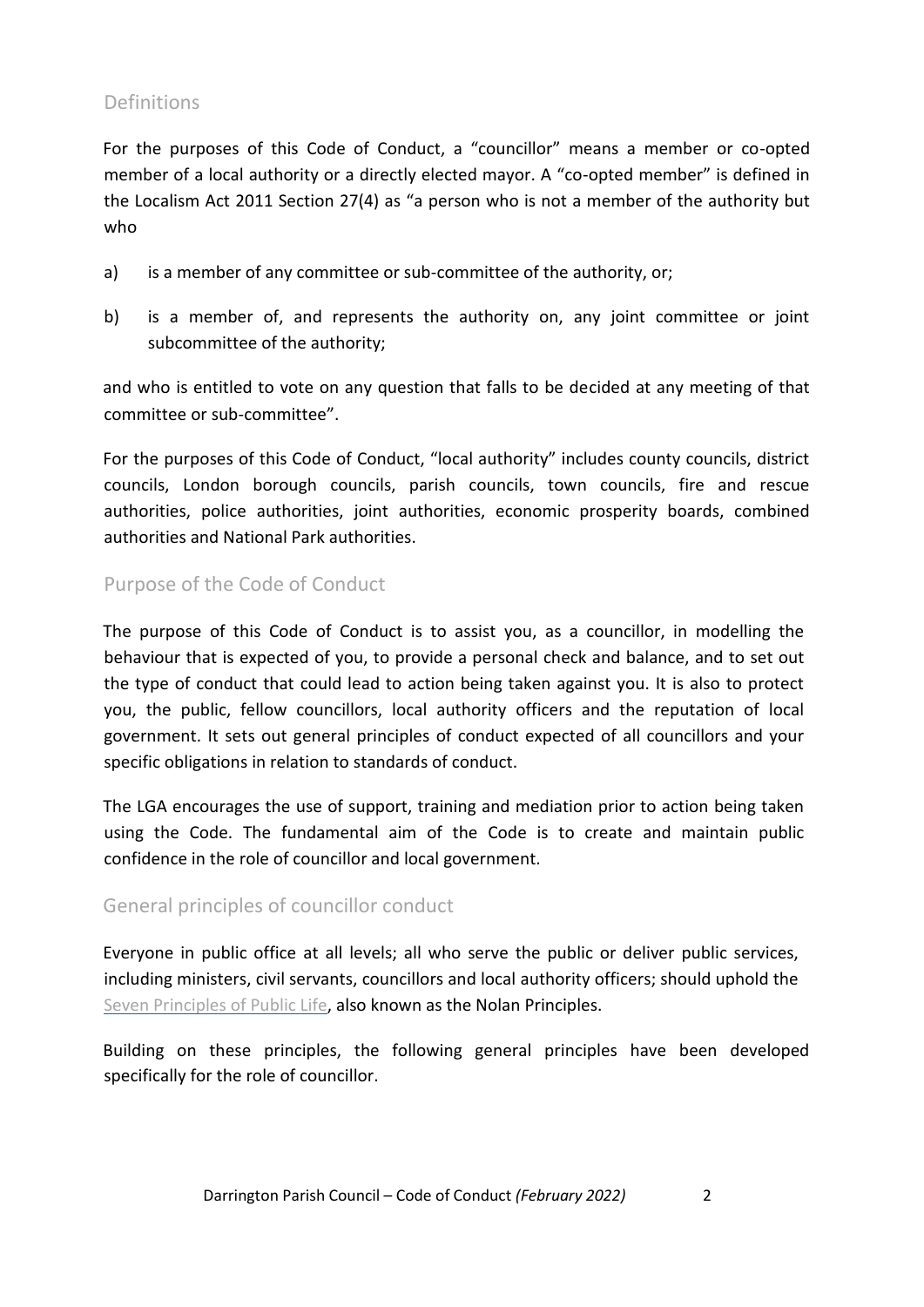## Definitions

For the purposes of this Code of Conduct, a "councillor" means a member or co-opted member of a local authority or a directly elected mayor. A "co-opted member" is defined in the Localism Act 2011 Section 27(4) as "a person who is not a member of the authority but who

a) is a member of any committee or sub-committee of the authority, or;

b) is a member of, and represents the authority on, any joint committee or joint subcommittee of the authority;

and who is entitled to vote on any question that falls to be decided at any meeting of that committee or sub-committee".

For the purposes of this Code of Conduct, "local authority" includes county councils, district councils, London borough councils, parish councils, town councils, fire and rescue authorities, police authorities, joint authorities, economic prosperity boards, combined authorities and National Park authorities.

## Purpose of the Code of Conduct

The purpose of this Code of Conduct is to assist you, as a councillor, in modelling the behaviour that is expected of you, to provide a personal check and balance, and to set out the type of conduct that could lead to action being taken against you. It is also to protect you, the public, fellow councillors, local authority officers and the reputation of local government. It sets out general principles of conduct expected of all councillors and your specific obligations in relation to standards of conduct.

The LGA encourages the use of support, training and mediation prior to action being taken using the Code. The fundamental aim of the Code is to create and maintain public confidence in the role of councillor and local government.

## General principles of councillor conduct

Everyone in public office at all levels; all who serve the public or deliver public services, including ministers, civil servants, councillors and local authority officers; should uphold the Seven Principles of Public Life, also known as the Nolan Principles.

Building on these principles, the following general principles have been developed specifically for the role of councillor.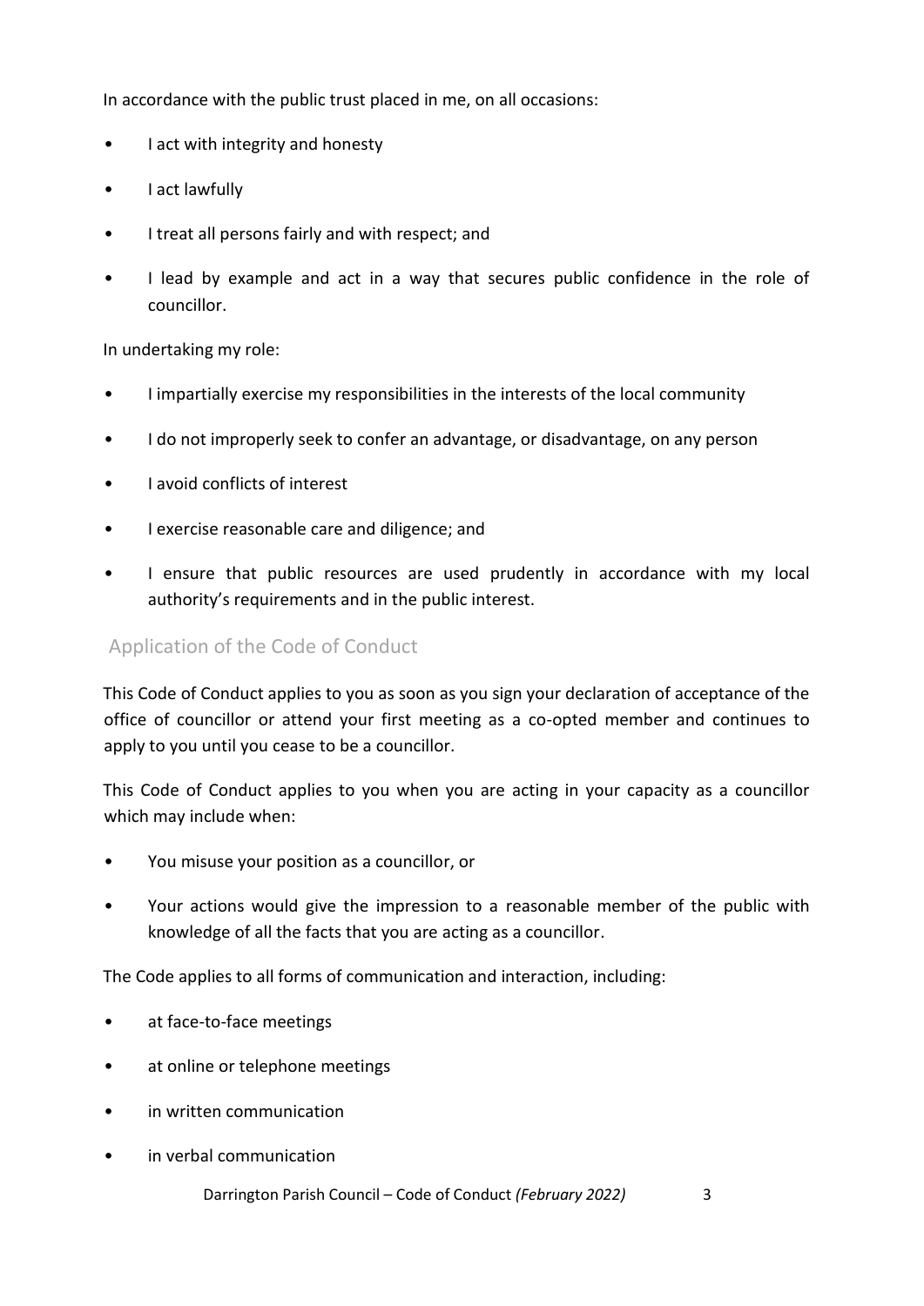In accordance with the public trust placed in me, on all occasions:

- I act with integrity and honesty
- I act lawfully
- I treat all persons fairly and with respect; and
- I lead by example and act in a way that secures public confidence in the role of councillor.

In undertaking my role:

- I impartially exercise my responsibilities in the interests of the local community
- I do not improperly seek to confer an advantage, or disadvantage, on any person
- I avoid conflicts of interest
- I exercise reasonable care and diligence; and
- I ensure that public resources are used prudently in accordance with my local authority's requirements and in the public interest.

## Application of the Code of Conduct

This Code of Conduct applies to you as soon as you sign your declaration of acceptance of the office of councillor or attend your first meeting as a co-opted member and continues to apply to you until you cease to be a councillor.

This Code of Conduct applies to you when you are acting in your capacity as a councillor which may include when:

- You misuse your position as a councillor, or
- Your actions would give the impression to a reasonable member of the public with knowledge of all the facts that you are acting as a councillor.

The Code applies to all forms of communication and interaction, including:

- at face-to-face meetings
- at online or telephone meetings
- in written communication
- in verbal communication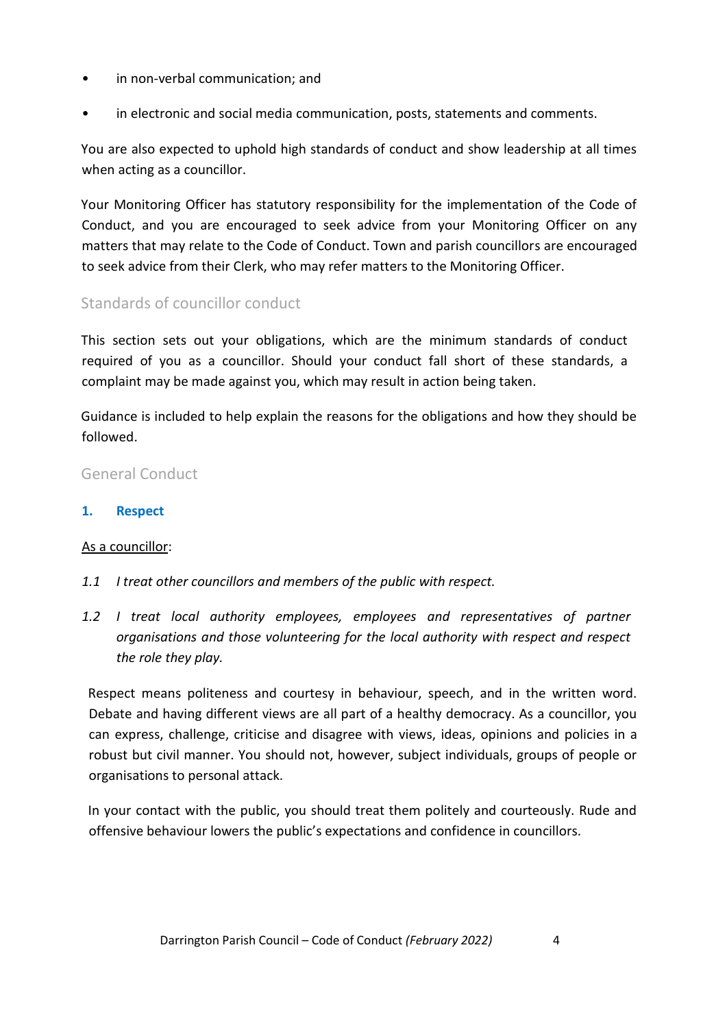- in non-verbal communication; and
- in electronic and social media communication, posts, statements and comments.

You are also expected to uphold high standards of conduct and show leadership at all times when acting as a councillor.

Your Monitoring Officer has statutory responsibility for the implementation of the Code of Conduct, and you are encouraged to seek advice from your Monitoring Officer on any matters that may relate to the Code of Conduct. Town and parish councillors are encouraged to seek advice from their Clerk, who may refer matters to the Monitoring Officer.

## Standards of councillor conduct

This section sets out your obligations, which are the minimum standards of conduct required of you as a councillor. Should your conduct fall short of these standards, a complaint may be made against you, which may result in action being taken.

Guidance is included to help explain the reasons for the obligations and how they should be followed.

## General Conduct

### 1. Respect

<u>As a councillor</u>:

*1.1 I treat other councillors and members of the public with respect.*

*1.2 I treat local authority employees, employees and representatives of partner organisations and those volunteering for the local authority with respect and respect the role they play.*

Respect means politeness and courtesy in behaviour, speech, and in the written word. Debate and having different views are all part of a healthy democracy. As a councillor, you can express, challenge, criticise and disagree with views, ideas, opinions and policies in a robust but civil manner. You should not, however, subject individuals, groups of people or organisations to personal attack.

In your contact with the public, you should treat them politely and courteously. Rude and offensive behaviour lowers the public's expectations and confidence in councillors.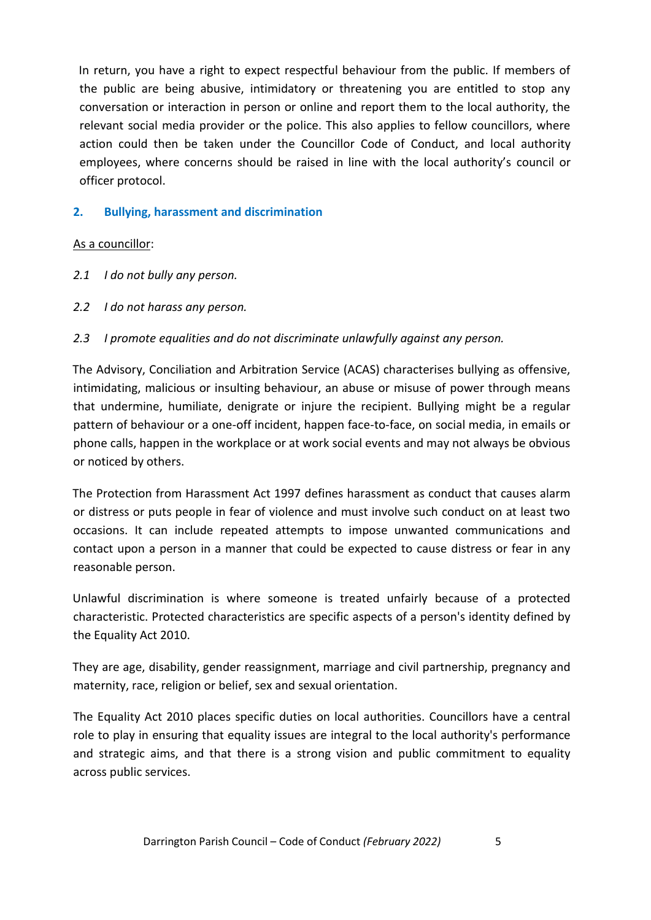In return, you have a right to expect respectful behaviour from the public. If members of the public are being abusive, intimidatory or threatening you are entitled to stop any conversation or interaction in person or online and report them to the local authority, the relevant social media provider or the police. This also applies to fellow councillors, where action could then be taken under the Councillor Code of Conduct, and local authority employees, where concerns should be raised in line with the local authority's council or officer protocol.

## 2. Bullying, harassment and discrimination

<u>As a councillor</u>:

*2.1 I do not bully any person.*

*2.2 I do not harass any person.*

*2.3 I promote equalities and do not discriminate unlawfully against any person.*

The Advisory, Conciliation and Arbitration Service (ACAS) characterises bullying as offensive, intimidating, malicious or insulting behaviour, an abuse or misuse of power through means that undermine, humiliate, denigrate or injure the recipient. Bullying might be a regular pattern of behaviour or a one-off incident, happen face-to-face, on social media, in emails or phone calls, happen in the workplace or at work social events and may not always be obvious or noticed by others.

The Protection from Harassment Act 1997 defines harassment as conduct that causes alarm or distress or puts people in fear of violence and must involve such conduct on at least two occasions. It can include repeated attempts to impose unwanted communications and contact upon a person in a manner that could be expected to cause distress or fear in any reasonable person.

Unlawful discrimination is where someone is treated unfairly because of a protected characteristic. Protected characteristics are specific aspects of a person's identity defined by the Equality Act 2010.

They are age, disability, gender reassignment, marriage and civil partnership, pregnancy and maternity, race, religion or belief, sex and sexual orientation.

The Equality Act 2010 places specific duties on local authorities. Councillors have a central role to play in ensuring that equality issues are integral to the local authority's performance and strategic aims, and that there is a strong vision and public commitment to equality across public services.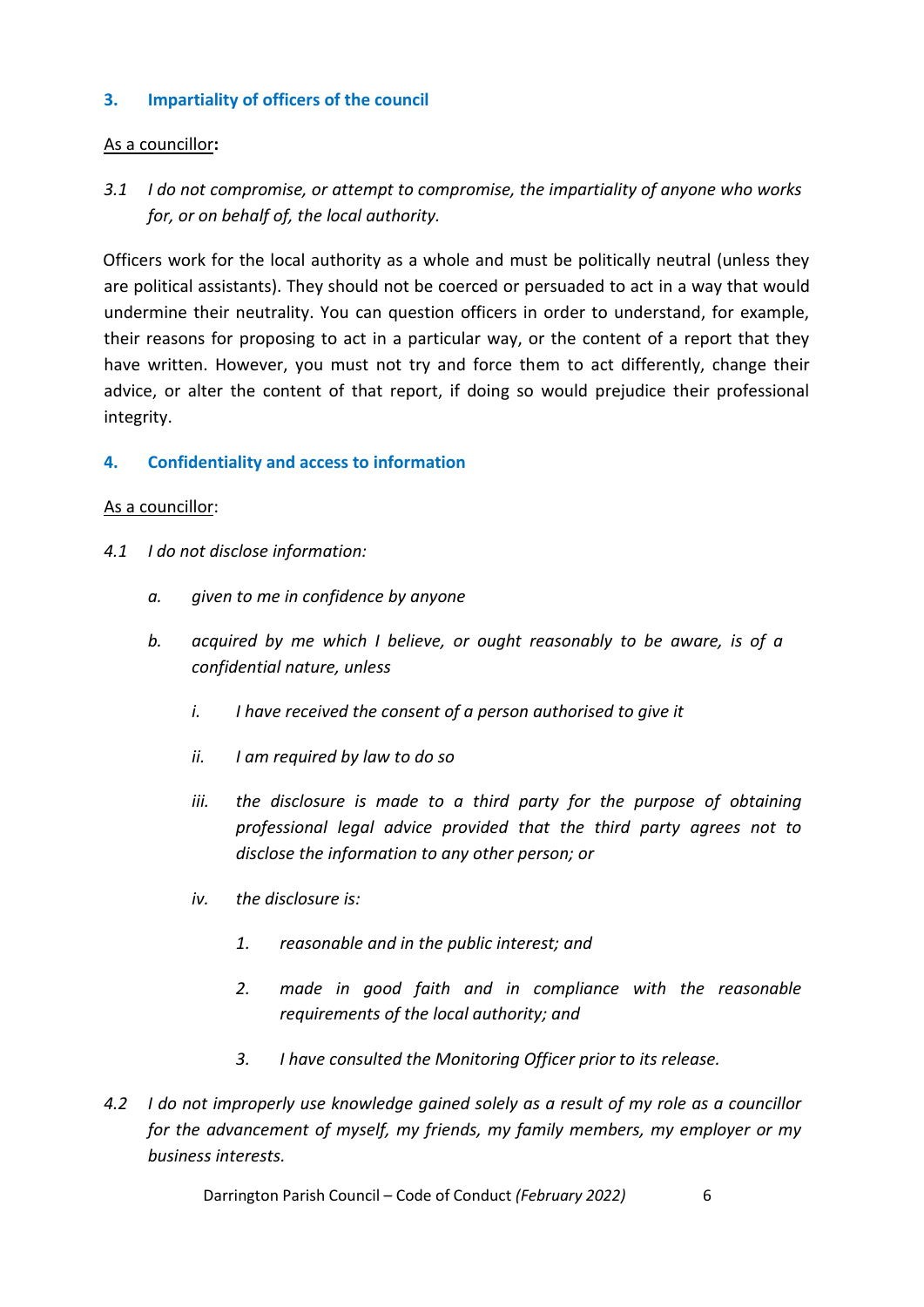## 3. Impartiality of officers of the council

As a councillor**:**

*3.1 I do not compromise, or attempt to compromise, the impartiality of anyone who works for, or on behalf of, the local authority.*

Officers work for the local authority as a whole and must be politically neutral (unless they are political assistants). They should not be coerced or persuaded to act in a way that would undermine their neutrality. You can question officers in order to understand, for example, their reasons for proposing to act in a particular way, or the content of a report that they have written. However, you must not try and force them to act differently, change their advice, or alter the content of that report, if doing so would prejudice their professional integrity.

## 4. Confidentiality and access to information

As a councillor:

*4.1 I do not disclose information:*

- *a. given to me in confidence by anyone*
- *b. acquired by me which I believe, or ought reasonably to be aware, is of a confidential nature, unless*
  - *i. I have received the consent of a person authorised to give it*
  - *ii. I am required by law to do so*
  - *iii. the disclosure is made to a third party for the purpose of obtaining professional legal advice provided that the third party agrees not to disclose the information to any other person; or*
  - *iv. the disclosure is:*
    1. *reasonable and in the public interest; and*
    2. *made in good faith and in compliance with the reasonable requirements of the local authority; and*
    3. *I have consulted the Monitoring Officer prior to its release.*

*4.2 I do not improperly use knowledge gained solely as a result of my role as a councillor for the advancement of myself, my friends, my family members, my employer or my business interests.*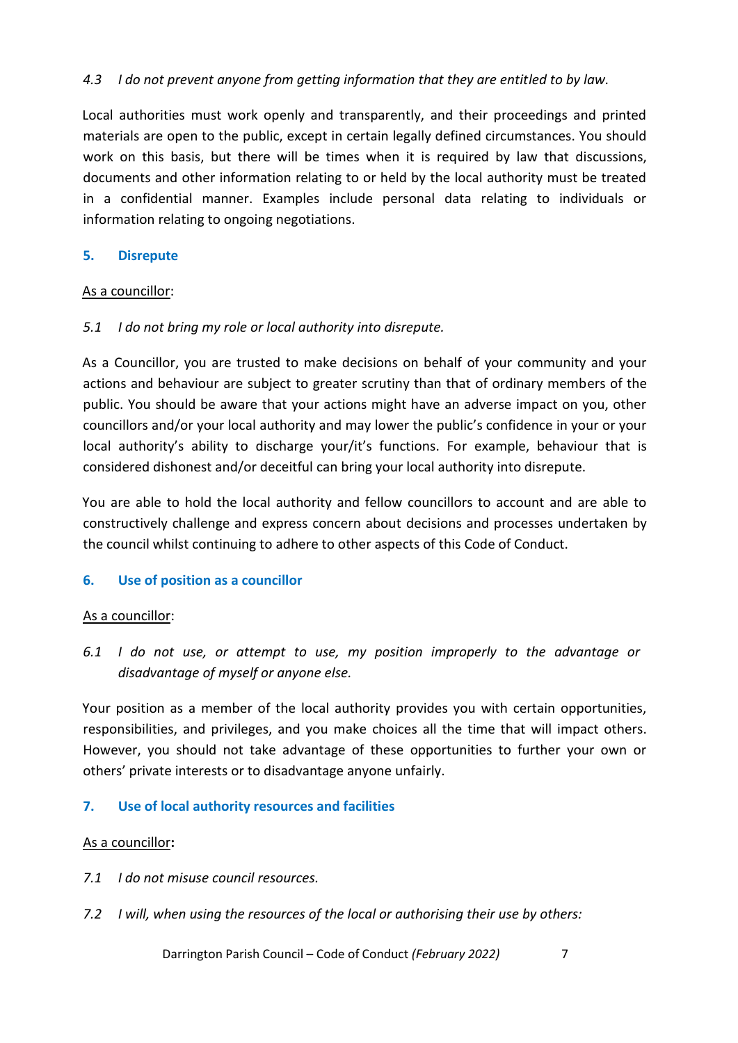*4.3 I do not prevent anyone from getting information that they are entitled to by law.*

Local authorities must work openly and transparently, and their proceedings and printed materials are open to the public, except in certain legally defined circumstances. You should work on this basis, but there will be times when it is required by law that discussions, documents and other information relating to or held by the local authority must be treated in a confidential manner. Examples include personal data relating to individuals or information relating to ongoing negotiations.

## 5. Disrepute

As a councillor:

*5.1 I do not bring my role or local authority into disrepute.*

As a Councillor, you are trusted to make decisions on behalf of your community and your actions and behaviour are subject to greater scrutiny than that of ordinary members of the public. You should be aware that your actions might have an adverse impact on you, other councillors and/or your local authority and may lower the public's confidence in your or your local authority's ability to discharge your/it's functions. For example, behaviour that is considered dishonest and/or deceitful can bring your local authority into disrepute.

You are able to hold the local authority and fellow councillors to account and are able to constructively challenge and express concern about decisions and processes undertaken by the council whilst continuing to adhere to other aspects of this Code of Conduct.

## 6. Use of position as a councillor

As a councillor:

*6.1 I do not use, or attempt to use, my position improperly to the advantage or disadvantage of myself or anyone else.*

Your position as a member of the local authority provides you with certain opportunities, responsibilities, and privileges, and you make choices all the time that will impact others. However, you should not take advantage of these opportunities to further your own or others' private interests or to disadvantage anyone unfairly.

## 7. Use of local authority resources and facilities

As a councillor**:**

*7.1 I do not misuse council resources.*

*7.2 I will, when using the resources of the local or authorising their use by others:*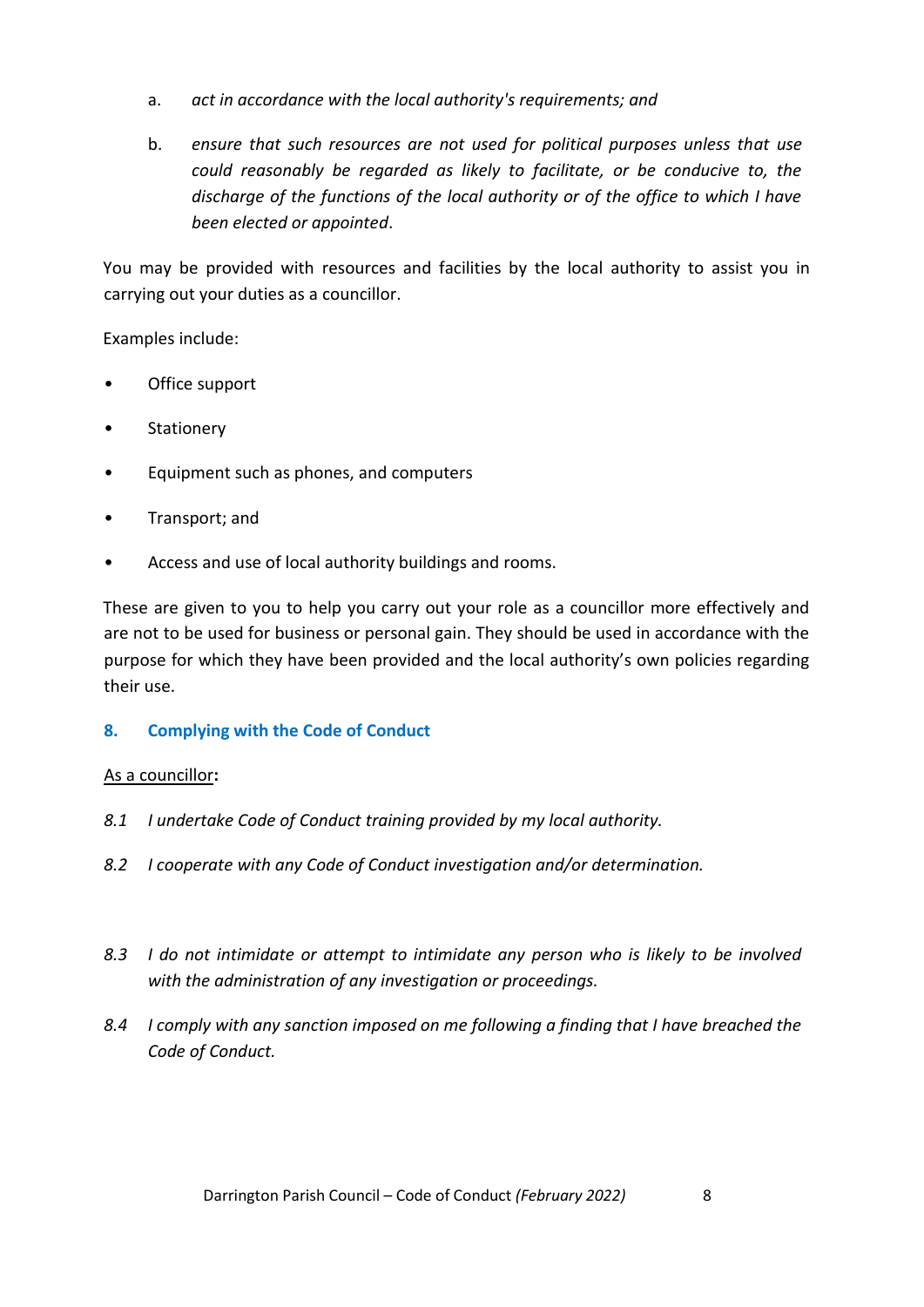a. *act in accordance with the local authority's requirements; and*

b. *ensure that such resources are not used for political purposes unless that use could reasonably be regarded as likely to facilitate, or be conducive to, the discharge of the functions of the local authority or of the office to which I have been elected or appointed*.

You may be provided with resources and facilities by the local authority to assist you in carrying out your duties as a councillor.

Examples include:

- Office support
- Stationery
- Equipment such as phones, and computers
- Transport; and
- Access and use of local authority buildings and rooms.

These are given to you to help you carry out your role as a councillor more effectively and are not to be used for business or personal gain. They should be used in accordance with the purpose for which they have been provided and the local authority's own policies regarding their use.

## 8. Complying with the Code of Conduct

<u>As a councillor</u>**:**

*8.1 I undertake Code of Conduct training provided by my local authority.*

*8.2 I cooperate with any Code of Conduct investigation and/or determination.*

*8.3 I do not intimidate or attempt to intimidate any person who is likely to be involved with the administration of any investigation or proceedings.*

*8.4 I comply with any sanction imposed on me following a finding that I have breached the Code of Conduct.*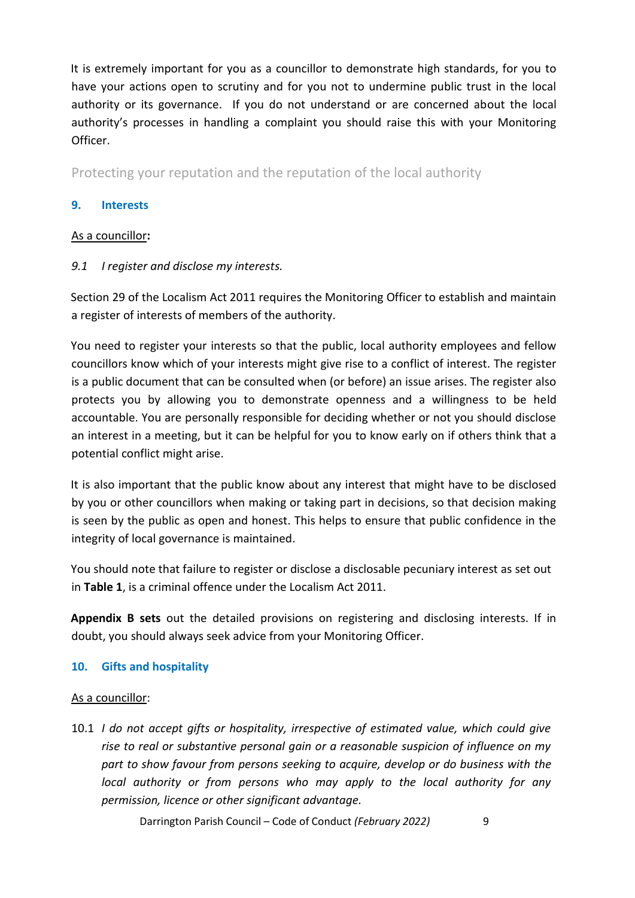It is extremely important for you as a councillor to demonstrate high standards, for you to have your actions open to scrutiny and for you not to undermine public trust in the local authority or its governance. If you do not understand or are concerned about the local authority's processes in handling a complaint you should raise this with your Monitoring Officer.

## Protecting your reputation and the reputation of the local authority

### 9. Interests

As a councillor**:**

*9.1 I register and disclose my interests.*

Section 29 of the Localism Act 2011 requires the Monitoring Officer to establish and maintain a register of interests of members of the authority.

You need to register your interests so that the public, local authority employees and fellow councillors know which of your interests might give rise to a conflict of interest. The register is a public document that can be consulted when (or before) an issue arises. The register also protects you by allowing you to demonstrate openness and a willingness to be held accountable. You are personally responsible for deciding whether or not you should disclose an interest in a meeting, but it can be helpful for you to know early on if others think that a potential conflict might arise.

It is also important that the public know about any interest that might have to be disclosed by you or other councillors when making or taking part in decisions, so that decision making is seen by the public as open and honest. This helps to ensure that public confidence in the integrity of local governance is maintained.

You should note that failure to register or disclose a disclosable pecuniary interest as set out in **Table 1**, is a criminal offence under the Localism Act 2011.

**Appendix B sets** out the detailed provisions on registering and disclosing interests. If in doubt, you should always seek advice from your Monitoring Officer.

### 10. Gifts and hospitality

As a councillor:

10.1 *I do not accept gifts or hospitality, irrespective of estimated value, which could give rise to real or substantive personal gain or a reasonable suspicion of influence on my part to show favour from persons seeking to acquire, develop or do business with the local authority or from persons who may apply to the local authority for any permission, licence or other significant advantage.*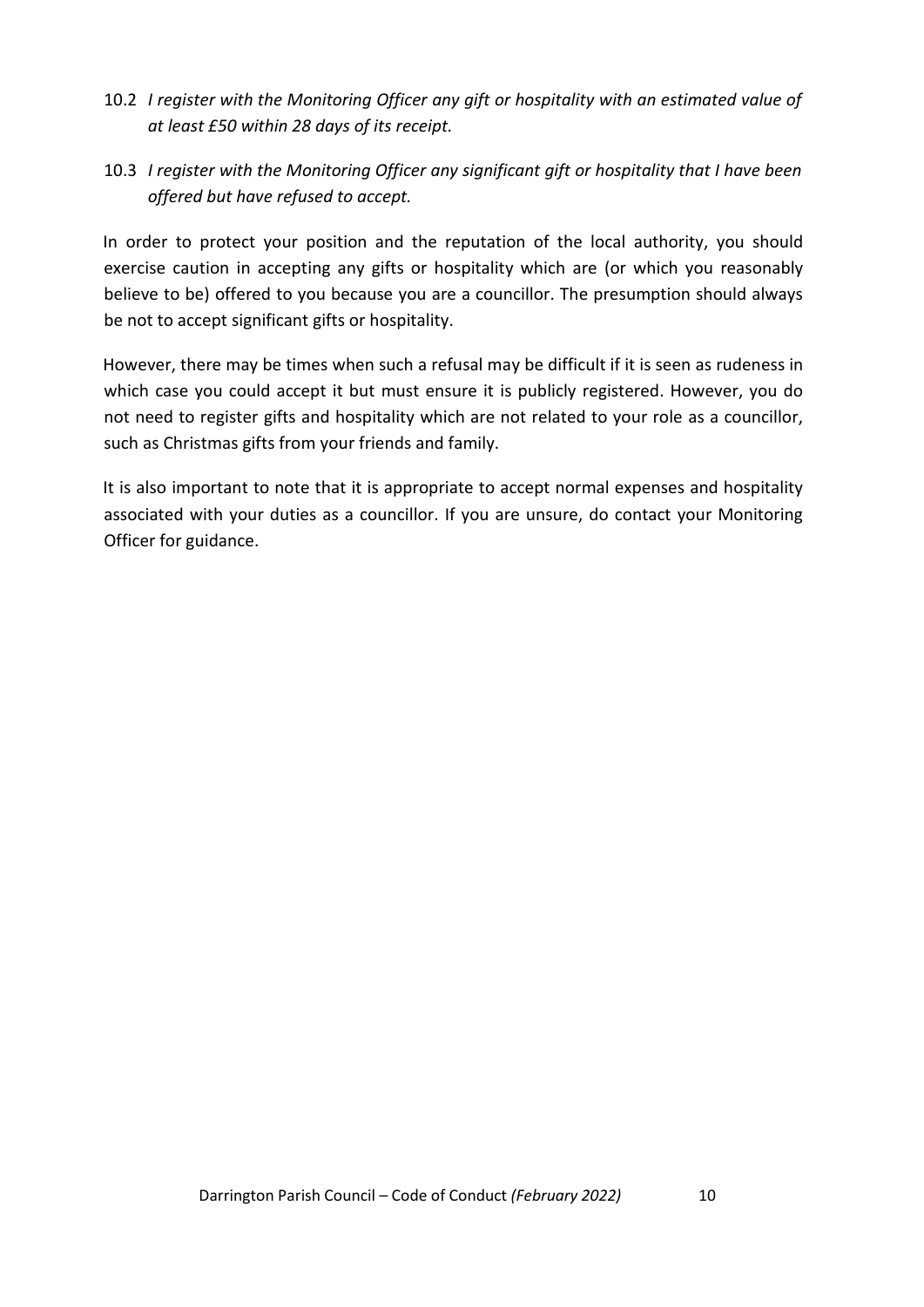10.2 *I register with the Monitoring Officer any gift or hospitality with an estimated value of at least £50 within 28 days of its receipt.*

10.3 *I register with the Monitoring Officer any significant gift or hospitality that I have been offered but have refused to accept.*

In order to protect your position and the reputation of the local authority, you should exercise caution in accepting any gifts or hospitality which are (or which you reasonably believe to be) offered to you because you are a councillor. The presumption should always be not to accept significant gifts or hospitality.

However, there may be times when such a refusal may be difficult if it is seen as rudeness in which case you could accept it but must ensure it is publicly registered. However, you do not need to register gifts and hospitality which are not related to your role as a councillor, such as Christmas gifts from your friends and family.

It is also important to note that it is appropriate to accept normal expenses and hospitality associated with your duties as a councillor. If you are unsure, do contact your Monitoring Officer for guidance.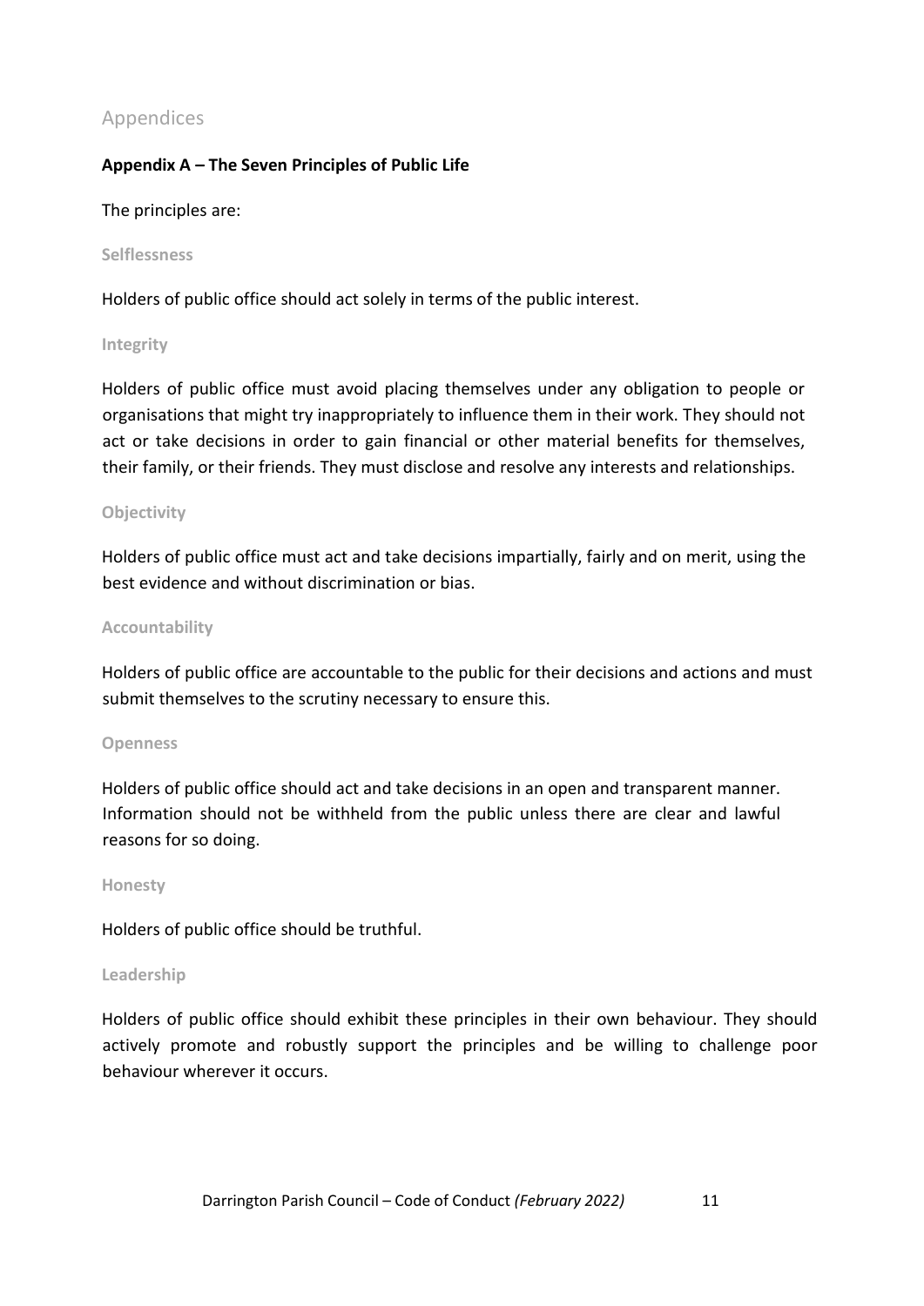## Appendices

### Appendix A – The Seven Principles of Public Life

The principles are:

#### Selflessness

Holders of public office should act solely in terms of the public interest.

#### Integrity

Holders of public office must avoid placing themselves under any obligation to people or organisations that might try inappropriately to influence them in their work. They should not act or take decisions in order to gain financial or other material benefits for themselves, their family, or their friends. They must disclose and resolve any interests and relationships.

#### Objectivity

Holders of public office must act and take decisions impartially, fairly and on merit, using the best evidence and without discrimination or bias.

#### Accountability

Holders of public office are accountable to the public for their decisions and actions and must submit themselves to the scrutiny necessary to ensure this.

#### Openness

Holders of public office should act and take decisions in an open and transparent manner. Information should not be withheld from the public unless there are clear and lawful reasons for so doing.

#### Honesty

Holders of public office should be truthful.

#### Leadership

Holders of public office should exhibit these principles in their own behaviour. They should actively promote and robustly support the principles and be willing to challenge poor behaviour wherever it occurs.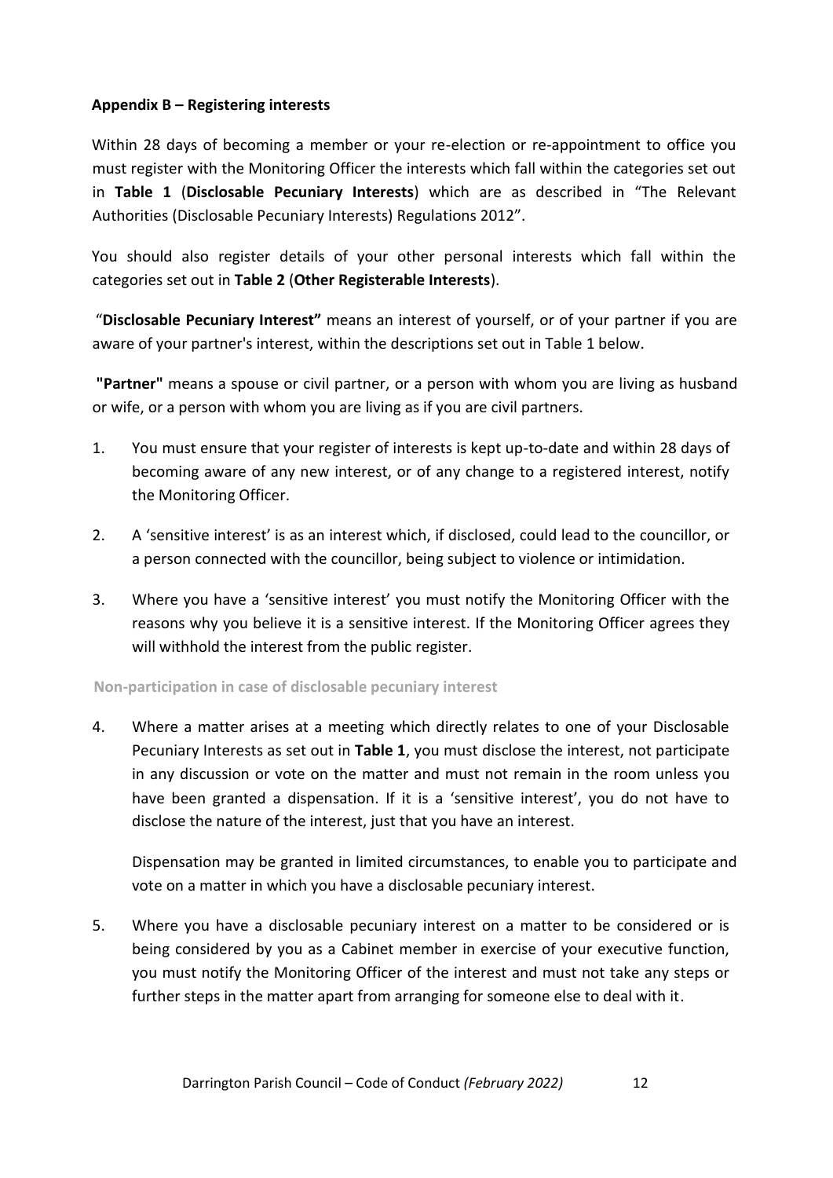### Appendix B – Registering interests

Within 28 days of becoming a member or your re-election or re-appointment to office you must register with the Monitoring Officer the interests which fall within the categories set out in **Table 1** (**Disclosable Pecuniary Interests**) which are as described in "The Relevant Authorities (Disclosable Pecuniary Interests) Regulations 2012".

You should also register details of your other personal interests which fall within the categories set out in **Table 2** (**Other Registerable Interests**).

"**Disclosable Pecuniary Interest"** means an interest of yourself, or of your partner if you are aware of your partner's interest, within the descriptions set out in Table 1 below.

**"Partner"** means a spouse or civil partner, or a person with whom you are living as husband or wife, or a person with whom you are living as if you are civil partners.

1. You must ensure that your register of interests is kept up-to-date and within 28 days of becoming aware of any new interest, or of any change to a registered interest, notify the Monitoring Officer.

2. A 'sensitive interest' is as an interest which, if disclosed, could lead to the councillor, or a person connected with the councillor, being subject to violence or intimidation.

3. Where you have a 'sensitive interest' you must notify the Monitoring Officer with the reasons why you believe it is a sensitive interest. If the Monitoring Officer agrees they will withhold the interest from the public register.

#### Non-participation in case of disclosable pecuniary interest

4. Where a matter arises at a meeting which directly relates to one of your Disclosable Pecuniary Interests as set out in **Table 1**, you must disclose the interest, not participate in any discussion or vote on the matter and must not remain in the room unless you have been granted a dispensation. If it is a 'sensitive interest', you do not have to disclose the nature of the interest, just that you have an interest.

   Dispensation may be granted in limited circumstances, to enable you to participate and vote on a matter in which you have a disclosable pecuniary interest.

5. Where you have a disclosable pecuniary interest on a matter to be considered or is being considered by you as a Cabinet member in exercise of your executive function, you must notify the Monitoring Officer of the interest and must not take any steps or further steps in the matter apart from arranging for someone else to deal with it.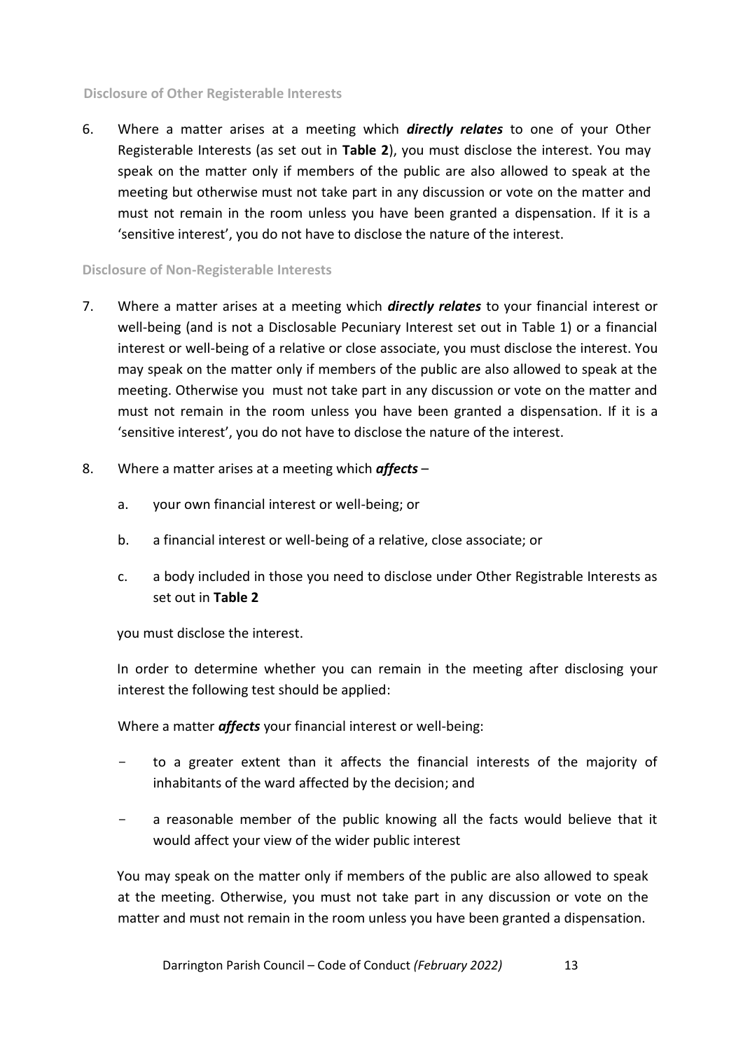### Disclosure of Other Registerable Interests

6. Where a matter arises at a meeting which ***directly relates*** to one of your Other Registerable Interests (as set out in **Table 2**), you must disclose the interest. You may speak on the matter only if members of the public are also allowed to speak at the meeting but otherwise must not take part in any discussion or vote on the matter and must not remain in the room unless you have been granted a dispensation. If it is a 'sensitive interest', you do not have to disclose the nature of the interest.

### Disclosure of Non-Registerable Interests

7. Where a matter arises at a meeting which ***directly relates*** to your financial interest or well-being (and is not a Disclosable Pecuniary Interest set out in Table 1) or a financial interest or well-being of a relative or close associate, you must disclose the interest. You may speak on the matter only if members of the public are also allowed to speak at the meeting. Otherwise you must not take part in any discussion or vote on the matter and must not remain in the room unless you have been granted a dispensation. If it is a 'sensitive interest', you do not have to disclose the nature of the interest.

8. Where a matter arises at a meeting which ***affects*** –

   a. your own financial interest or well-being; or

   b. a financial interest or well-being of a relative, close associate; or

   c. a body included in those you need to disclose under Other Registrable Interests as set out in **Table 2**

   you must disclose the interest.

   In order to determine whether you can remain in the meeting after disclosing your interest the following test should be applied:

   Where a matter ***affects*** your financial interest or well-being:

   - to a greater extent than it affects the financial interests of the majority of inhabitants of the ward affected by the decision; and
   - a reasonable member of the public knowing all the facts would believe that it would affect your view of the wider public interest

   You may speak on the matter only if members of the public are also allowed to speak at the meeting. Otherwise, you must not take part in any discussion or vote on the matter and must not remain in the room unless you have been granted a dispensation.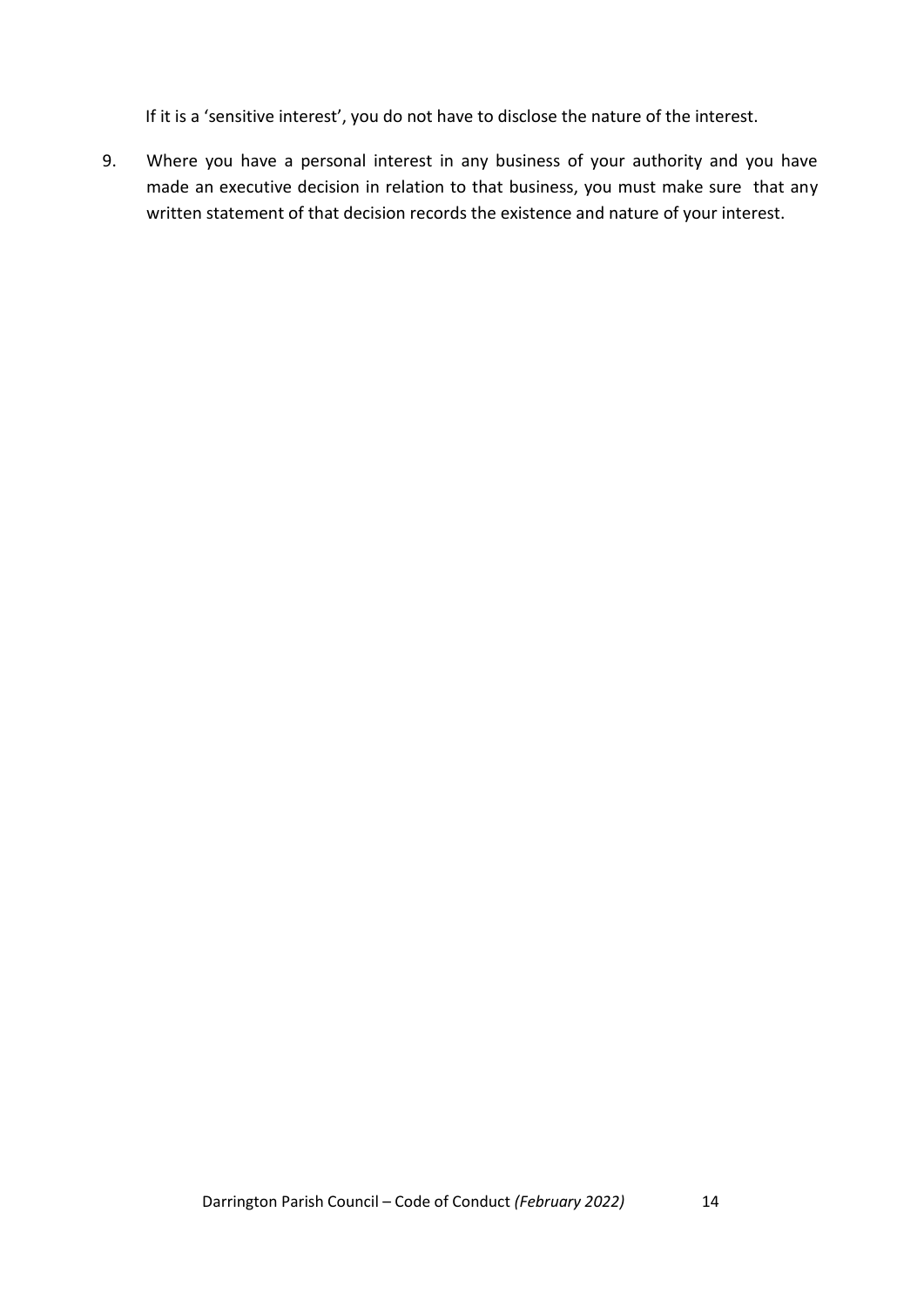If it is a 'sensitive interest', you do not have to disclose the nature of the interest.

9. Where you have a personal interest in any business of your authority and you have made an executive decision in relation to that business, you must make sure that any written statement of that decision records the existence and nature of your interest.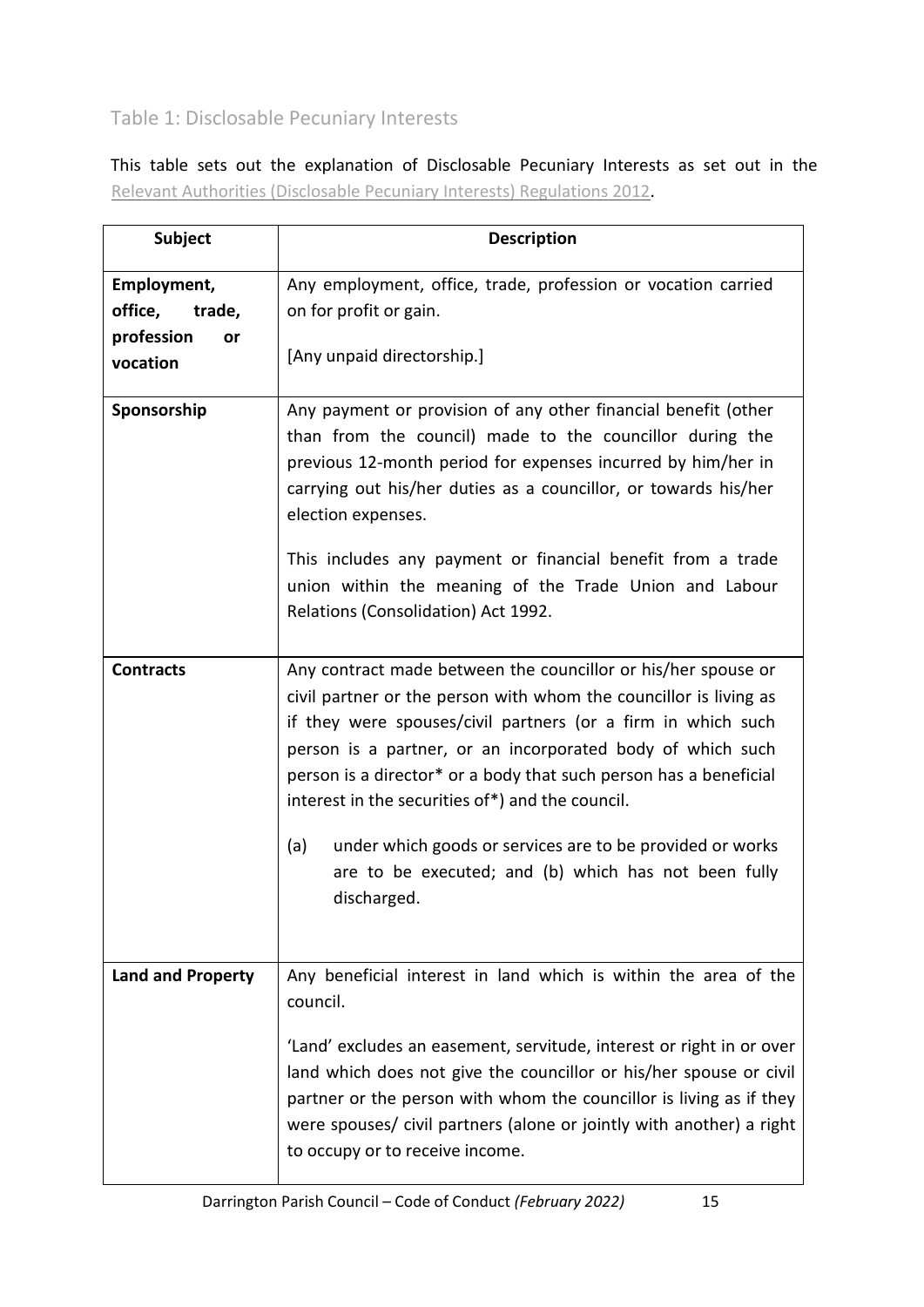## Table 1: Disclosable Pecuniary Interests

This table sets out the explanation of Disclosable Pecuniary Interests as set out in the Relevant Authorities (Disclosable Pecuniary Interests) Regulations 2012.

| Subject | Description |
|---|---|
| **Employment, office, trade, profession or vocation** | Any employment, office, trade, profession or vocation carried on for profit or gain.<br><br>[Any unpaid directorship.] |
| **Sponsorship** | Any payment or provision of any other financial benefit (other than from the council) made to the councillor during the previous 12-month period for expenses incurred by him/her in carrying out his/her duties as a councillor, or towards his/her election expenses.<br><br>This includes any payment or financial benefit from a trade union within the meaning of the Trade Union and Labour Relations (Consolidation) Act 1992. |
| **Contracts** | Any contract made between the councillor or his/her spouse or civil partner or the person with whom the councillor is living as if they were spouses/civil partners (or a firm in which such person is a partner, or an incorporated body of which such person is a director* or a body that such person has a beneficial interest in the securities of*) and the council.<br><br>(a) under which goods or services are to be provided or works are to be executed; and (b) which has not been fully discharged. |
| **Land and Property** | Any beneficial interest in land which is within the area of the council.<br><br>'Land' excludes an easement, servitude, interest or right in or over land which does not give the councillor or his/her spouse or civil partner or the person with whom the councillor is living as if they were spouses/ civil partners (alone or jointly with another) a right to occupy or to receive income. |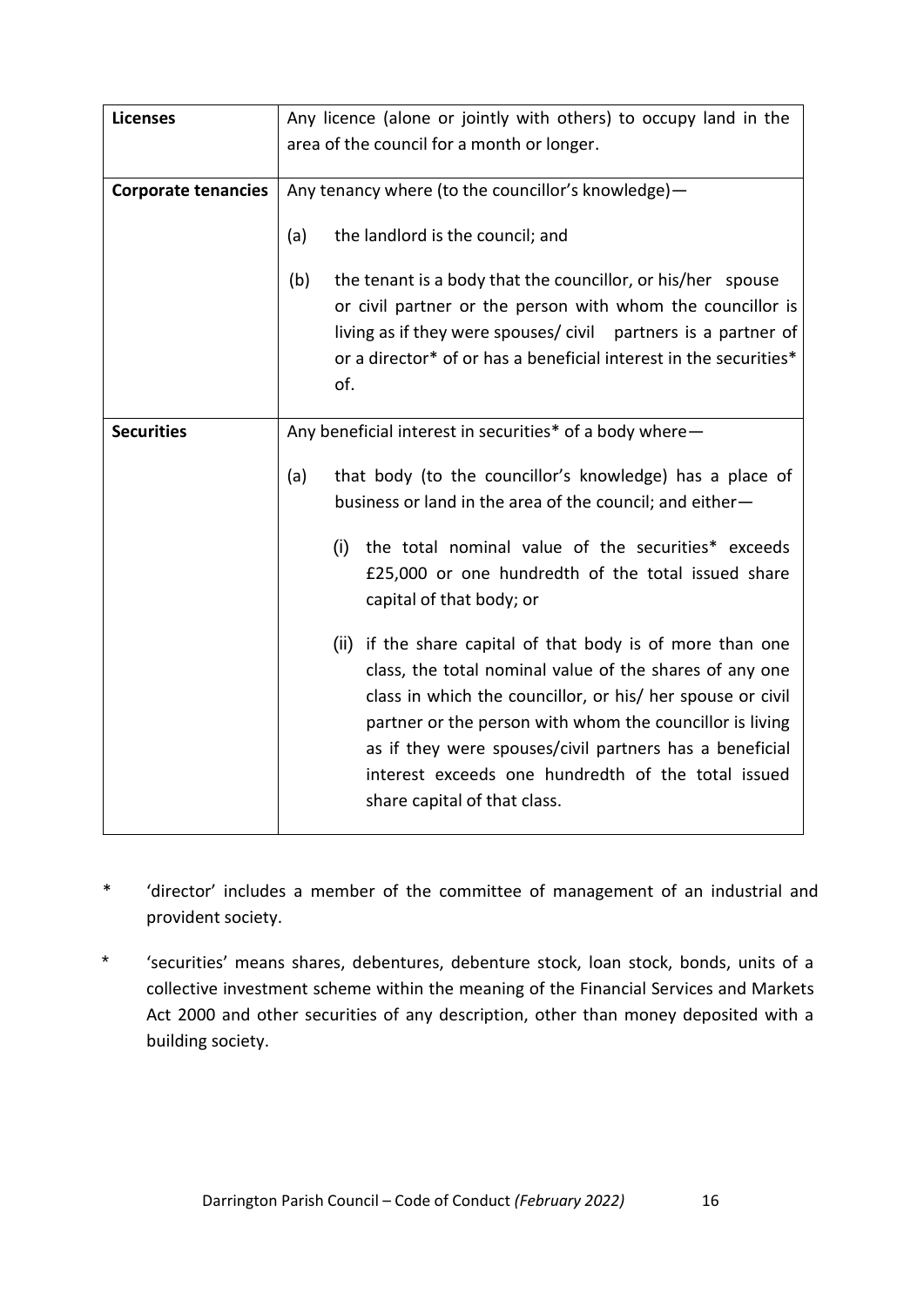| **Licenses** | Any licence (alone or jointly with others) to occupy land in the area of the council for a month or longer. |
|---|---|
| **Corporate tenancies** | Any tenancy where (to the councillor's knowledge)—<br><br>(a) the landlord is the council; and<br><br>(b) the tenant is a body that the councillor, or his/her spouse or civil partner or the person with whom the councillor is living as if they were spouses/ civil partners is a partner of or a director* of or has a beneficial interest in the securities* of. |
| **Securities** | Any beneficial interest in securities* of a body where—<br><br>(a) that body (to the councillor's knowledge) has a place of business or land in the area of the council; and either—<br><br>(i) the total nominal value of the securities* exceeds £25,000 or one hundredth of the total issued share capital of that body; or<br><br>(ii) if the share capital of that body is of more than one class, the total nominal value of the shares of any one class in which the councillor, or his/ her spouse or civil partner or the person with whom the councillor is living as if they were spouses/civil partners has a beneficial interest exceeds one hundredth of the total issued share capital of that class. |

\* 'director' includes a member of the committee of management of an industrial and provident society.

\* 'securities' means shares, debentures, debenture stock, loan stock, bonds, units of a collective investment scheme within the meaning of the Financial Services and Markets Act 2000 and other securities of any description, other than money deposited with a building society.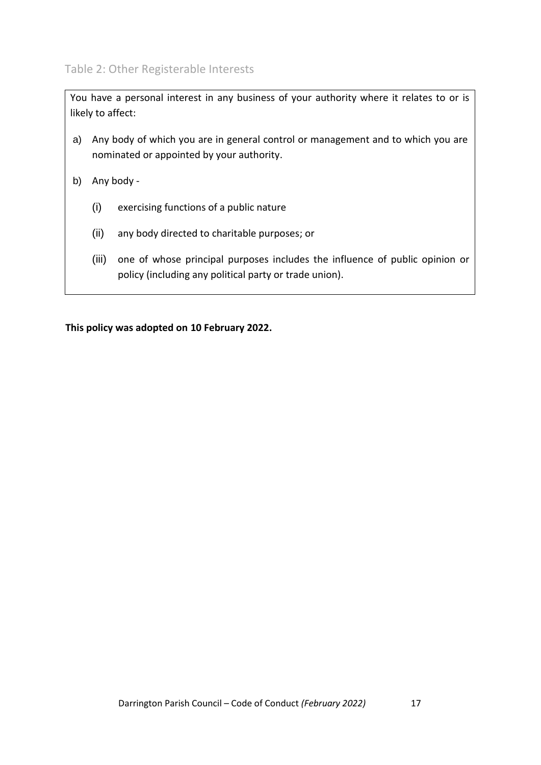## Table 2: Other Registerable Interests

You have a personal interest in any business of your authority where it relates to or is likely to affect:

a) Any body of which you are in general control or management and to which you are nominated or appointed by your authority.

b) Any body -

   (i) exercising functions of a public nature

   (ii) any body directed to charitable purposes; or

   (iii) one of whose principal purposes includes the influence of public opinion or policy (including any political party or trade union).

**This policy was adopted on 10 February 2022.**